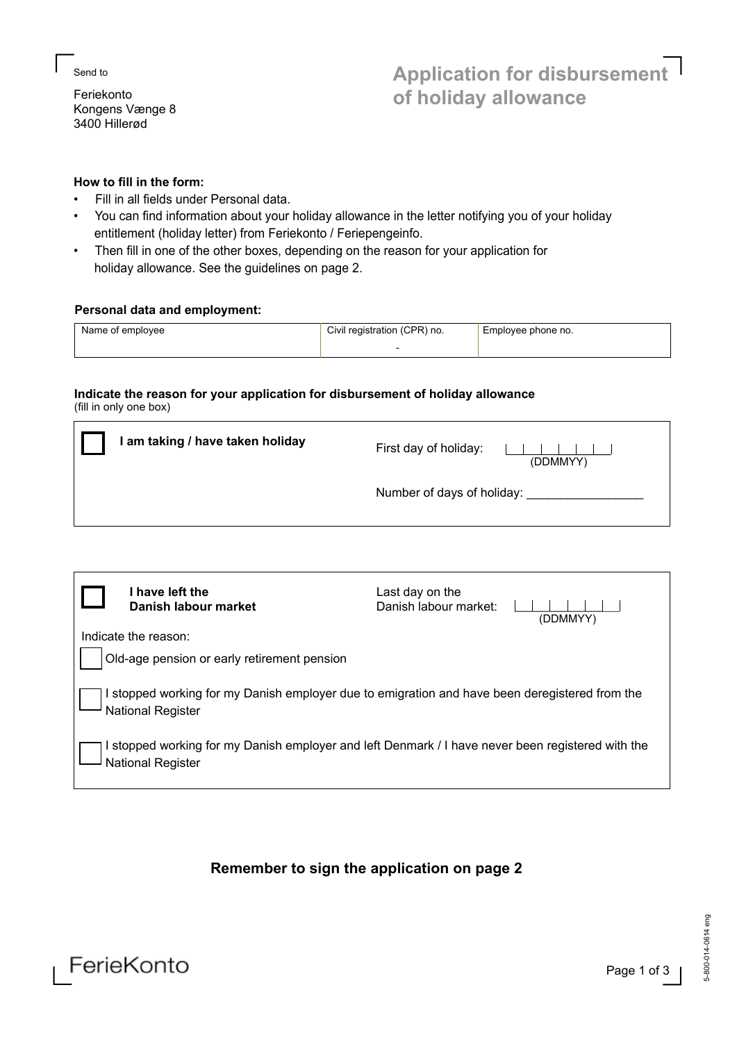Send to

Feriekonto
Kongens Vænge 8
3400 Hillerød

# Application for disbursement of holiday allowance

**How to fill in the form:**

- Fill in all fields under Personal data.
- You can find information about your holiday allowance in the letter notifying you of your holiday entitlement (holiday letter) from Feriekonto / Feriepengeinfo.
- Then fill in one of the other boxes, depending on the reason for your application for holiday allowance. See the guidelines on page 2.

**Personal data and employment:**

| Name of employee | Civil registration (CPR) no. | Employee phone no. |
|---|---|---|
| | - | |

**Indicate the reason for your application for disbursement of holiday allowance**
(fill in only one box)

☐ **I am taking / have taken holiday**

First day of holiday: |_|_|_|_|_|_| (DDMMYY)

Number of days of holiday: _________________

☐ **I have left the Danish labour market**

Last day on the Danish labour market: |_|_|_|_|_|_| (DDMMYY)

Indicate the reason:

☐ Old-age pension or early retirement pension

☐ I stopped working for my Danish employer due to emigration and have been deregistered from the National Register

☐ I stopped working for my Danish employer and left Denmark / I have never been registered with the National Register

**Remember to sign the application on page 2**

FerieKonto

5-800-014-0614 eng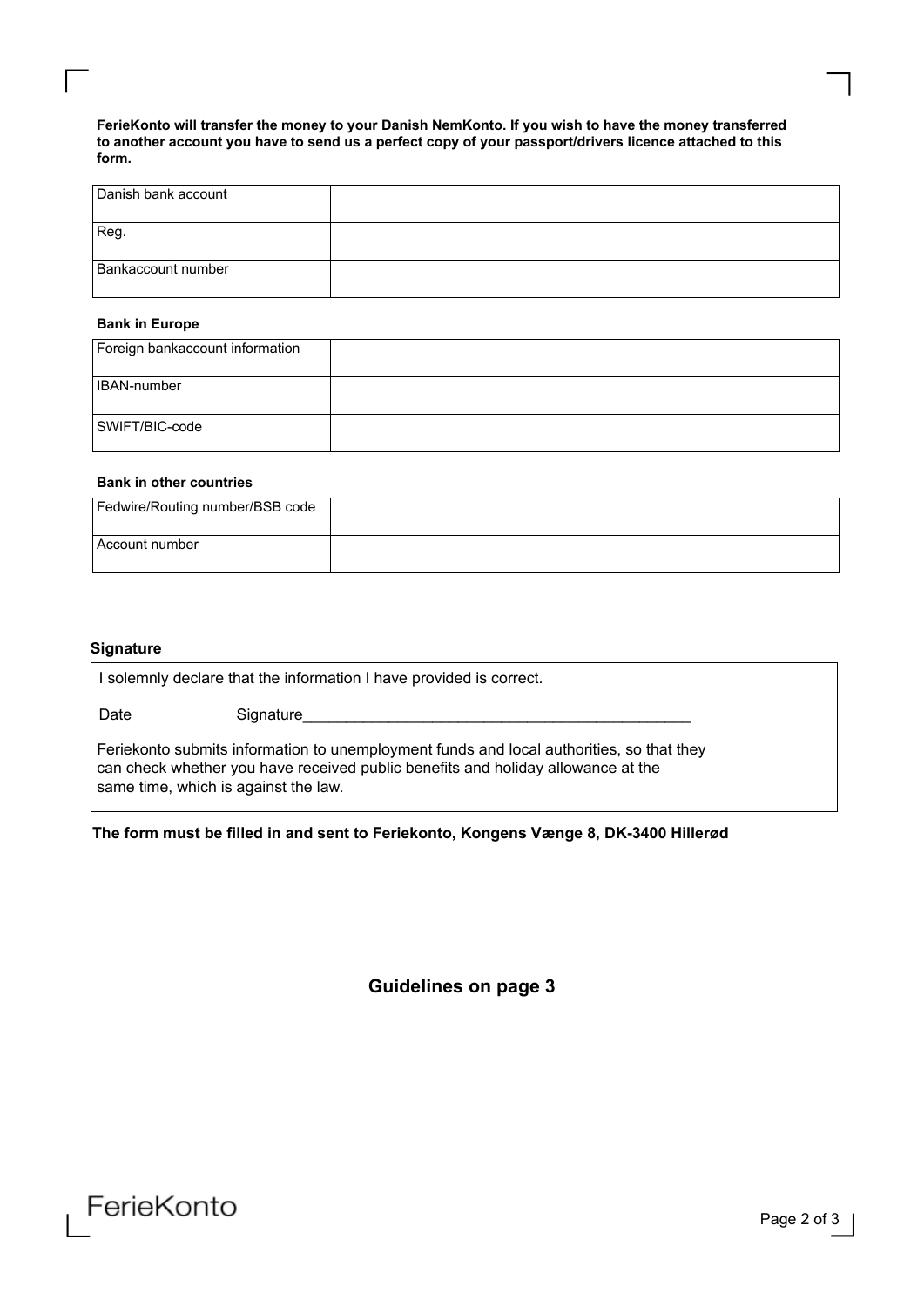**FerieKonto will transfer the money to your Danish NemKonto. If you wish to have the money transferred to another account you have to send us a perfect copy of your passport/drivers licence attached to this form.**

| Danish bank account | |
|---|---|
| Reg. | |
| Bankaccount number | |

**Bank in Europe**

| Foreign bankaccount information | |
|---|---|
| IBAN-number | |
| SWIFT/BIC-code | |

**Bank in other countries**

| Fedwire/Routing number/BSB code | |
|---|---|
| Account number | |

**Signature**

I solemnly declare that the information I have provided is correct.

Date __________ Signature _____________________________________________

Feriekonto submits information to unemployment funds and local authorities, so that they can check whether you have received public benefits and holiday allowance at the same time, which is against the law.

**The form must be filled in and sent to Feriekonto, Kongens Vænge 8, DK-3400 Hillerød**

## Guidelines on page 3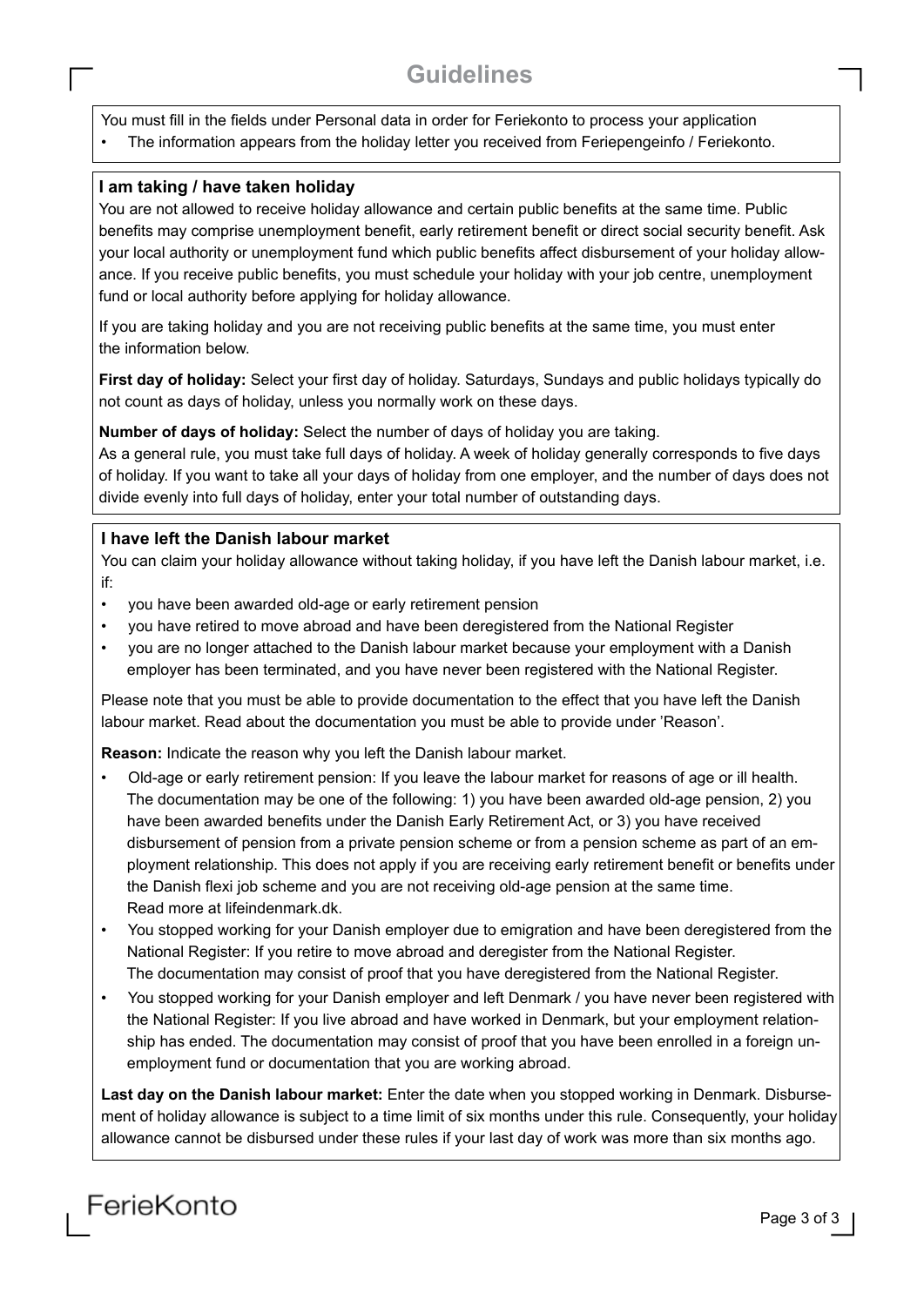# Guidelines

You must fill in the fields under Personal data in order for Feriekonto to process your application

- The information appears from the holiday letter you received from Feriepengeinfo / Feriekonto.

## I am taking / have taken holiday

You are not allowed to receive holiday allowance and certain public benefits at the same time. Public benefits may comprise unemployment benefit, early retirement benefit or direct social security benefit. Ask your local authority or unemployment fund which public benefits affect disbursement of your holiday allowance. If you receive public benefits, you must schedule your holiday with your job centre, unemployment fund or local authority before applying for holiday allowance.

If you are taking holiday and you are not receiving public benefits at the same time, you must enter the information below.

**First day of holiday:** Select your first day of holiday. Saturdays, Sundays and public holidays typically do not count as days of holiday, unless you normally work on these days.

**Number of days of holiday:** Select the number of days of holiday you are taking.
As a general rule, you must take full days of holiday. A week of holiday generally corresponds to five days of holiday. If you want to take all your days of holiday from one employer, and the number of days does not divide evenly into full days of holiday, enter your total number of outstanding days.

## I have left the Danish labour market

You can claim your holiday allowance without taking holiday, if you have left the Danish labour market, i.e. if:

- you have been awarded old-age or early retirement pension
- you have retired to move abroad and have been deregistered from the National Register
- you are no longer attached to the Danish labour market because your employment with a Danish employer has been terminated, and you have never been registered with the National Register.

Please note that you must be able to provide documentation to the effect that you have left the Danish labour market. Read about the documentation you must be able to provide under 'Reason'.

**Reason:** Indicate the reason why you left the Danish labour market.

- Old-age or early retirement pension: If you leave the labour market for reasons of age or ill health. The documentation may be one of the following: 1) you have been awarded old-age pension, 2) you have been awarded benefits under the Danish Early Retirement Act, or 3) you have received disbursement of pension from a private pension scheme or from a pension scheme as part of an employment relationship. This does not apply if you are receiving early retirement benefit or benefits under the Danish flexi job scheme and you are not receiving old-age pension at the same time. Read more at lifeindenmark.dk.
- You stopped working for your Danish employer due to emigration and have been deregistered from the National Register: If you retire to move abroad and deregister from the National Register. The documentation may consist of proof that you have deregistered from the National Register.
- You stopped working for your Danish employer and left Denmark / you have never been registered with the National Register: If you live abroad and have worked in Denmark, but your employment relationship has ended. The documentation may consist of proof that you have been enrolled in a foreign unemployment fund or documentation that you are working abroad.

**Last day on the Danish labour market:** Enter the date when you stopped working in Denmark. Disbursement of holiday allowance is subject to a time limit of six months under this rule. Consequently, your holiday allowance cannot be disbursed under these rules if your last day of work was more than six months ago.

FerieKonto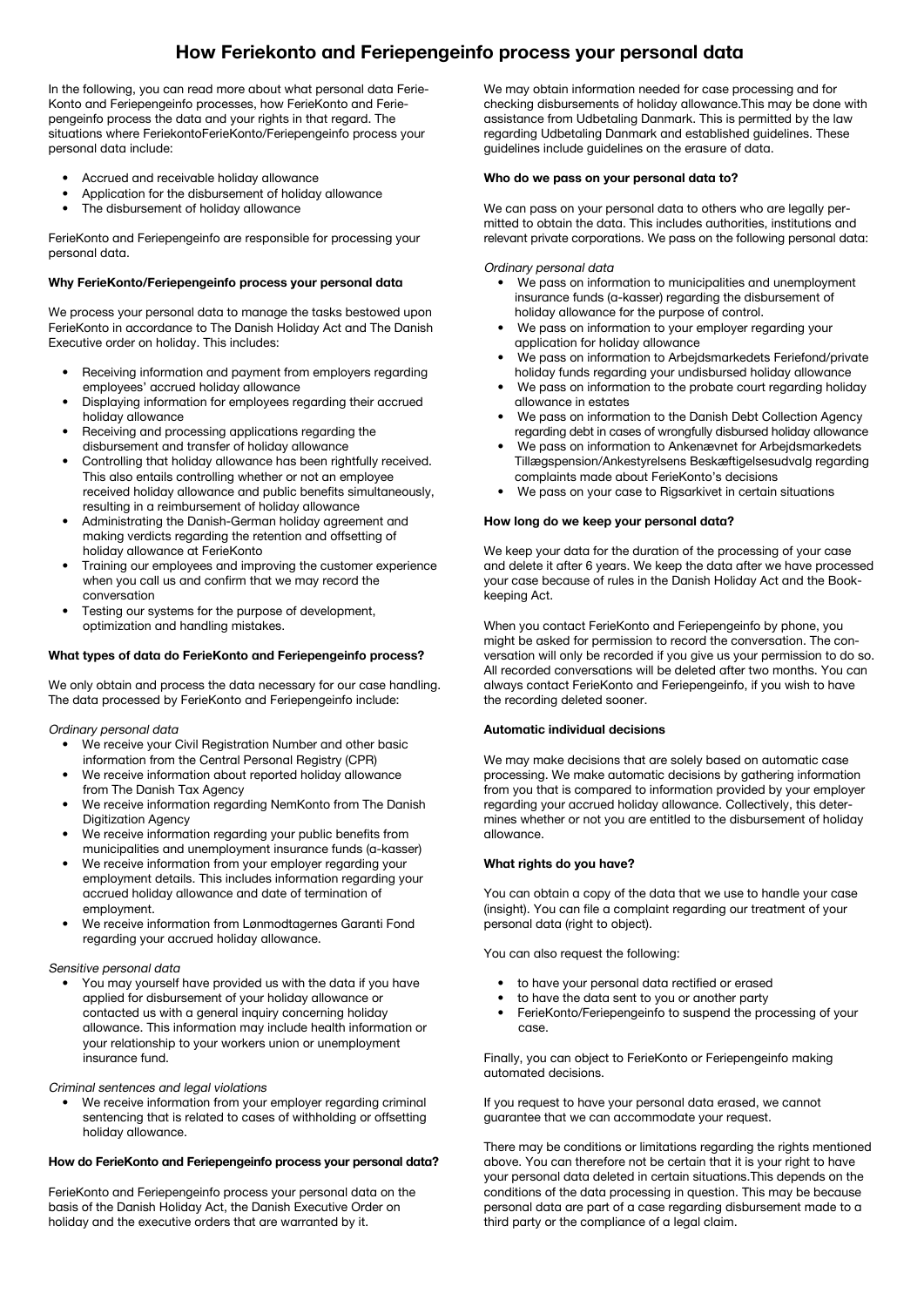# How Feriekonto and Feriepengeinfo process your personal data

In the following, you can read more about what personal data Ferie-Konto and Feriepengeinfo processes, how FerieKonto and Feriepengeinfo process the data and your rights in that regard. The situations where FeriekontoFerieKonto/Feriepengeinfo process your personal data include:

- Accrued and receivable holiday allowance
- Application for the disbursement of holiday allowance
- The disbursement of holiday allowance

FerieKonto and Feriepengeinfo are responsible for processing your personal data.

**Why FerieKonto/Feriepengeinfo process your personal data**

We process your personal data to manage the tasks bestowed upon FerieKonto in accordance to The Danish Holiday Act and The Danish Executive order on holiday. This includes:

- Receiving information and payment from employers regarding employees' accrued holiday allowance
- Displaying information for employees regarding their accrued holiday allowance
- Receiving and processing applications regarding the disbursement and transfer of holiday allowance
- Controlling that holiday allowance has been rightfully received. This also entails controlling whether or not an employee received holiday allowance and public benefits simultaneously, resulting in a reimbursement of holiday allowance
- Administrating the Danish-German holiday agreement and making verdicts regarding the retention and offsetting of holiday allowance at FerieKonto
- Training our employees and improving the customer experience when you call us and confirm that we may record the conversation
- Testing our systems for the purpose of development, optimization and handling mistakes.

**What types of data do FerieKonto and Feriepengeinfo process?**

We only obtain and process the data necessary for our case handling. The data processed by FerieKonto and Feriepengeinfo include:

*Ordinary personal data*

- We receive your Civil Registration Number and other basic information from the Central Personal Registry (CPR)
- We receive information about reported holiday allowance from The Danish Tax Agency
- We receive information regarding NemKonto from The Danish Digitization Agency
- We receive information regarding your public benefits from municipalities and unemployment insurance funds (a-kasser)
- We receive information from your employer regarding your employment details. This includes information regarding your accrued holiday allowance and date of termination of employment.
- We receive information from Lønmodtagernes Garanti Fond regarding your accrued holiday allowance.

*Sensitive personal data*

- You may yourself have provided us with the data if you have applied for disbursement of your holiday allowance or contacted us with a general inquiry concerning holiday allowance. This information may include health information or your relationship to your workers union or unemployment insurance fund.

*Criminal sentences and legal violations*

- We receive information from your employer regarding criminal sentencing that is related to cases of withholding or offsetting holiday allowance.

**How do FerieKonto and Feriepengeinfo process your personal data?**

FerieKonto and Feriepengeinfo process your personal data on the basis of the Danish Holiday Act, the Danish Executive Order on holiday and the executive orders that are warranted by it.

We may obtain information needed for case processing and for checking disbursements of holiday allowance.This may be done with assistance from Udbetaling Danmark. This is permitted by the law regarding Udbetaling Danmark and established guidelines. These guidelines include guidelines on the erasure of data.

**Who do we pass on your personal data to?**

We can pass on your personal data to others who are legally permitted to obtain the data. This includes authorities, institutions and relevant private corporations. We pass on the following personal data:

*Ordinary personal data*

- We pass on information to municipalities and unemployment insurance funds (a-kasser) regarding the disbursement of holiday allowance for the purpose of control.
- We pass on information to your employer regarding your application for holiday allowance
- We pass on information to Arbejdsmarkedets Feriefond/private holiday funds regarding your undisbursed holiday allowance
- We pass on information to the probate court regarding holiday allowance in estates
- We pass on information to the Danish Debt Collection Agency regarding debt in cases of wrongfully disbursed holiday allowance
- We pass on information to Ankenævnet for Arbejdsmarkedets Tillægspension/Ankestyrelsens Beskæftigelsesudvalg regarding complaints made about FerieKonto's decisions
- We pass on your case to Rigsarkivet in certain situations

**How long do we keep your personal data?**

We keep your data for the duration of the processing of your case and delete it after 6 years. We keep the data after we have processed your case because of rules in the Danish Holiday Act and the Bookkeeping Act.

When you contact FerieKonto and Feriepengeinfo by phone, you might be asked for permission to record the conversation. The conversation will only be recorded if you give us your permission to do so. All recorded conversations will be deleted after two months. You can always contact FerieKonto and Feriepengeinfo, if you wish to have the recording deleted sooner.

**Automatic individual decisions**

We may make decisions that are solely based on automatic case processing. We make automatic decisions by gathering information from you that is compared to information provided by your employer regarding your accrued holiday allowance. Collectively, this determines whether or not you are entitled to the disbursement of holiday allowance.

**What rights do you have?**

You can obtain a copy of the data that we use to handle your case (insight). You can file a complaint regarding our treatment of your personal data (right to object).

You can also request the following:

- to have your personal data rectified or erased
- to have the data sent to you or another party
- FerieKonto/Feriepengeinfo to suspend the processing of your case.

Finally, you can object to FerieKonto or Feriepengeinfo making automated decisions.

If you request to have your personal data erased, we cannot guarantee that we can accommodate your request.

There may be conditions or limitations regarding the rights mentioned above. You can therefore not be certain that it is your right to have your personal data deleted in certain situations.This depends on the conditions of the data processing in question. This may be because personal data are part of a case regarding disbursement made to a third party or the compliance of a legal claim.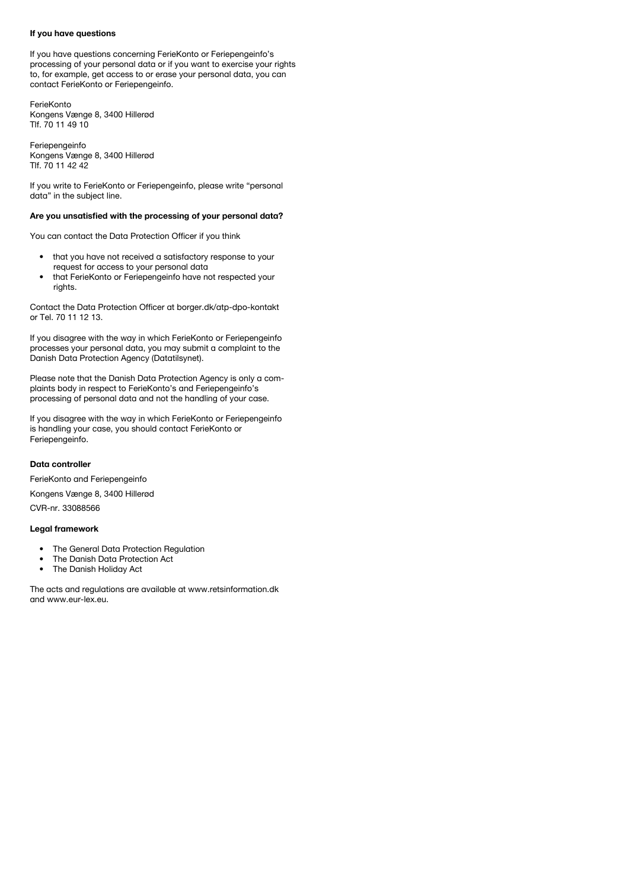**If you have questions**

If you have questions concerning FerieKonto or Feriepengeinfo's processing of your personal data or if you want to exercise your rights to, for example, get access to or erase your personal data, you can contact FerieKonto or Feriepengeinfo.

FerieKonto
Kongens Vænge 8, 3400 Hillerød
Tlf. 70 11 49 10

Feriepengeinfo
Kongens Vænge 8, 3400 Hillerød
Tlf. 70 11 42 42

If you write to FerieKonto or Feriepengeinfo, please write "personal data" in the subject line.

**Are you unsatisfied with the processing of your personal data?**

You can contact the Data Protection Officer if you think

- that you have not received a satisfactory response to your request for access to your personal data
- that FerieKonto or Feriepengeinfo have not respected your rights.

Contact the Data Protection Officer at borger.dk/atp-dpo-kontakt or Tel. 70 11 12 13.

If you disagree with the way in which FerieKonto or Feriepengeinfo processes your personal data, you may submit a complaint to the Danish Data Protection Agency (Datatilsynet).

Please note that the Danish Data Protection Agency is only a complaints body in respect to FerieKonto's and Feriepengeinfo's processing of personal data and not the handling of your case.

If you disagree with the way in which FerieKonto or Feriepengeinfo is handling your case, you should contact FerieKonto or Feriepengeinfo.

**Data controller**

FerieKonto and Feriepengeinfo

Kongens Vænge 8, 3400 Hillerød

CVR-nr. 33088566

**Legal framework**

- The General Data Protection Regulation
- The Danish Data Protection Act
- The Danish Holiday Act

The acts and regulations are available at www.retsinformation.dk and www.eur-lex.eu.